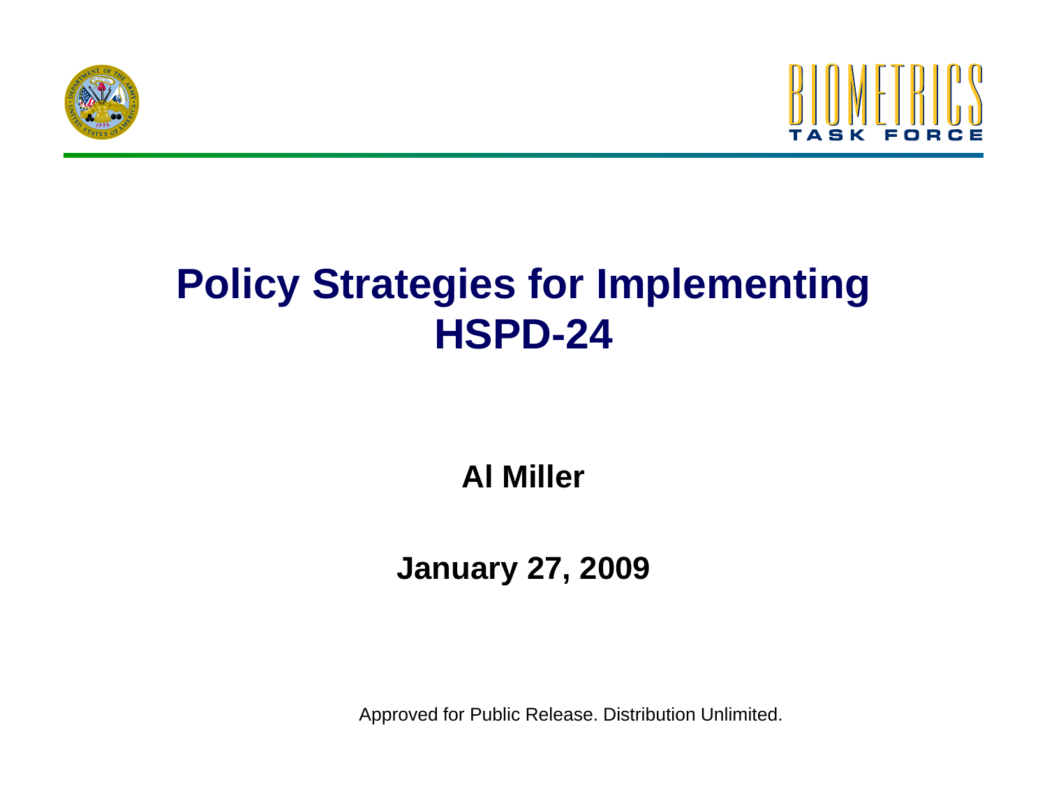BIOMETRICS TASK FORCE

# Policy Strategies for Implementing HSPD-24

**Al Miller**

**January 27, 2009**

Approved for Public Release. Distribution Unlimited.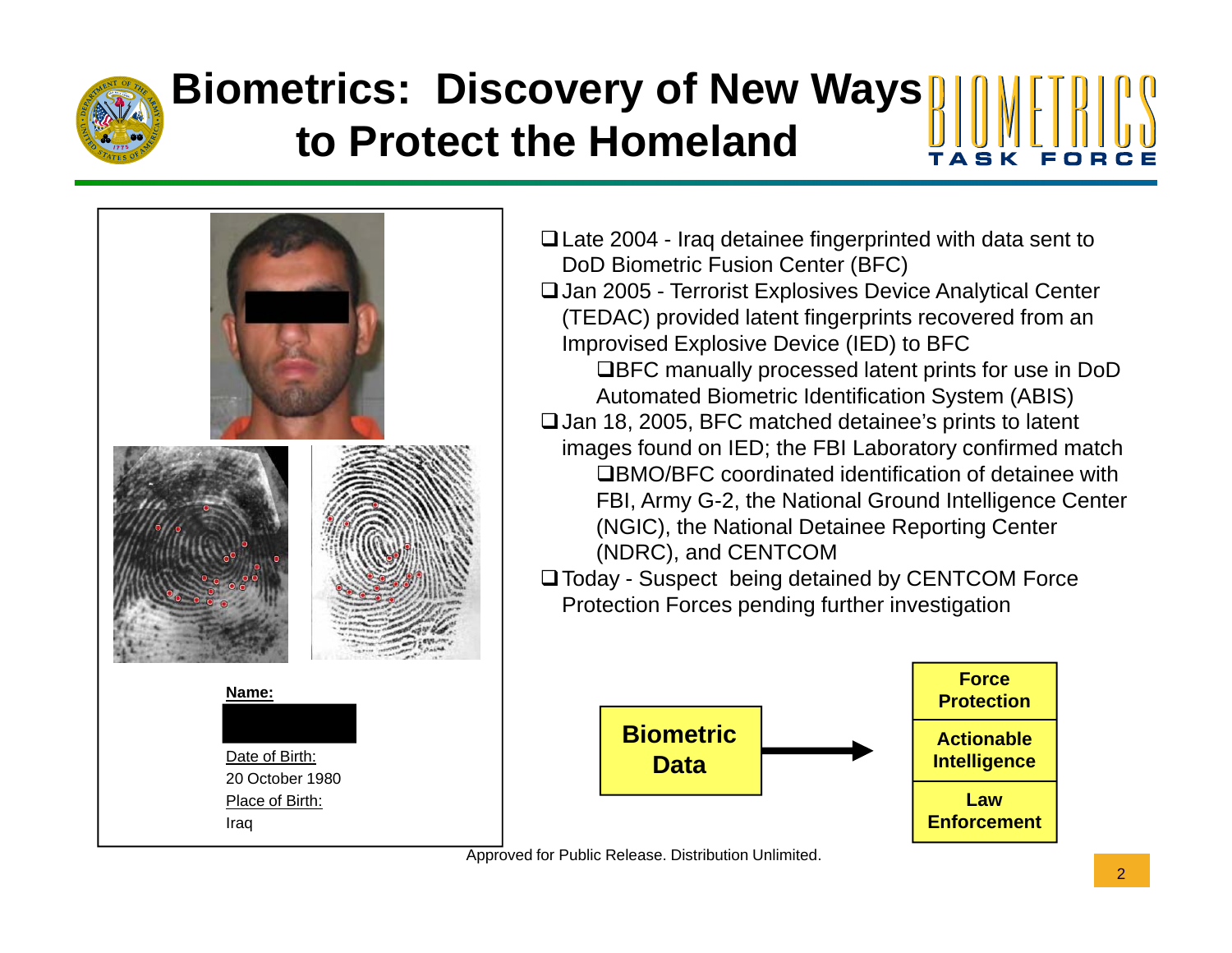# Biometrics: Discovery of New Ways to Protect the Homeland

BIOMETRICS TASK FORCE

**Name:**

Date of Birth:
20 October 1980
Place of Birth:
Iraq

- Late 2004 - Iraq detainee fingerprinted with data sent to DoD Biometric Fusion Center (BFC)
- Jan 2005 - Terrorist Explosives Device Analytical Center (TEDAC) provided latent fingerprints recovered from an Improvised Explosive Device (IED) to BFC
  - BFC manually processed latent prints for use in DoD Automated Biometric Identification System (ABIS)
- Jan 18, 2005, BFC matched detainee's prints to latent images found on IED; the FBI Laboratory confirmed match
  - BMO/BFC coordinated identification of detainee with FBI, Army G-2, the National Ground Intelligence Center (NGIC), the National Detainee Reporting Center (NDRC), and CENTCOM
- Today - Suspect being detained by CENTCOM Force Protection Forces pending further investigation

**Biometric Data** → **Force Protection** / **Actionable Intelligence** / **Law Enforcement**

Approved for Public Release. Distribution Unlimited.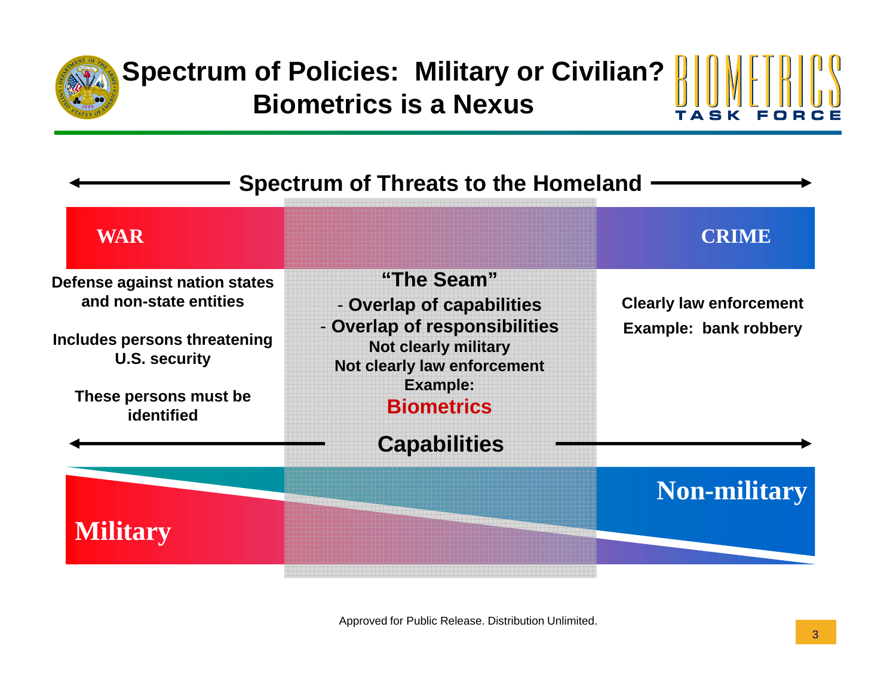# Spectrum of Policies: Military or Civilian? Biometrics is a Nexus

BIOMETRICS TASK FORCE

## Spectrum of Threats to the Homeland

**WAR**

**Defense against nation states and non-state entities**

**Includes persons threatening U.S. security**

**These persons must be identified**

**"The Seam"**

- **Overlap of capabilities**
- **Overlap of responsibilities**

**Not clearly military**

**Not clearly law enforcement**

**Example:**

**Biometrics**

**CRIME**

**Clearly law enforcement**

**Example: bank robbery**

## Capabilities

**Military**

**Non-military**

Approved for Public Release. Distribution Unlimited.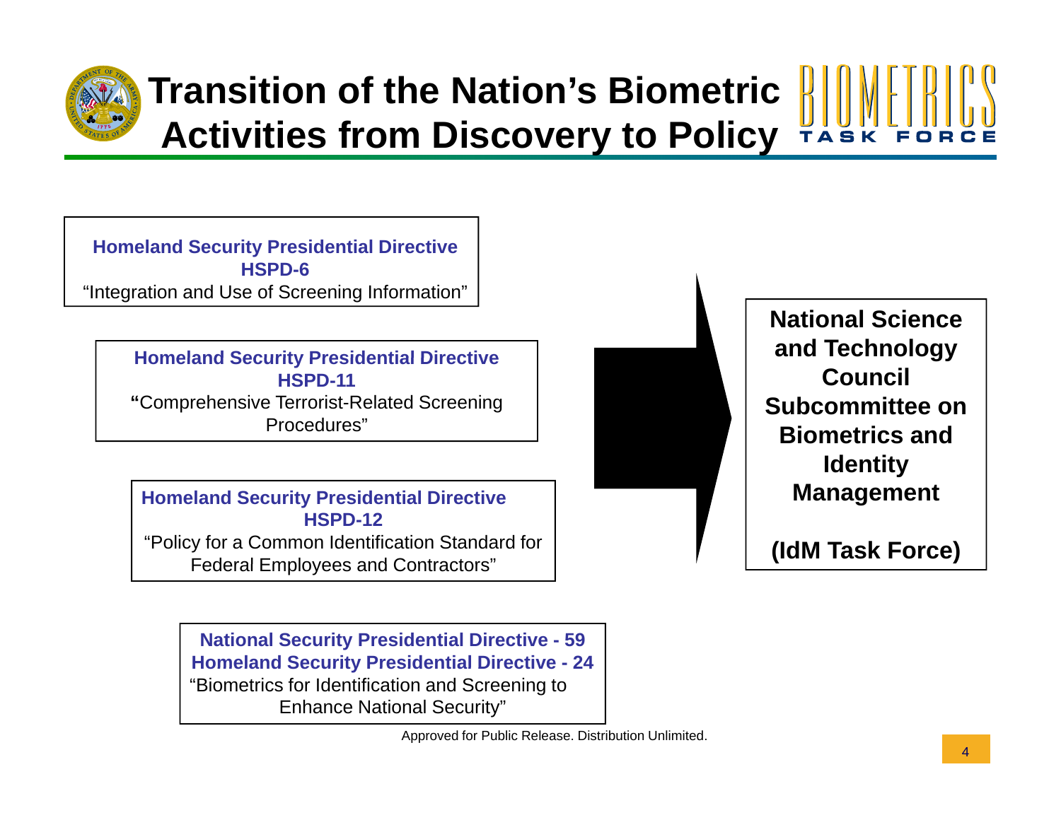# Transition of the Nation's Biometric Activities from Discovery to Policy

**Homeland Security Presidential Directive HSPD-6**
"Integration and Use of Screening Information"

**Homeland Security Presidential Directive HSPD-11**
**"**Comprehensive Terrorist-Related Screening Procedures"

**Homeland Security Presidential Directive HSPD-12**
"Policy for a Common Identification Standard for Federal Employees and Contractors"

**National Security Presidential Directive - 59**
**Homeland Security Presidential Directive - 24**
"Biometrics for Identification and Screening to Enhance National Security"

**National Science and Technology Council Subcommittee on Biometrics and Identity Management**

**(IdM Task Force)**

Approved for Public Release. Distribution Unlimited.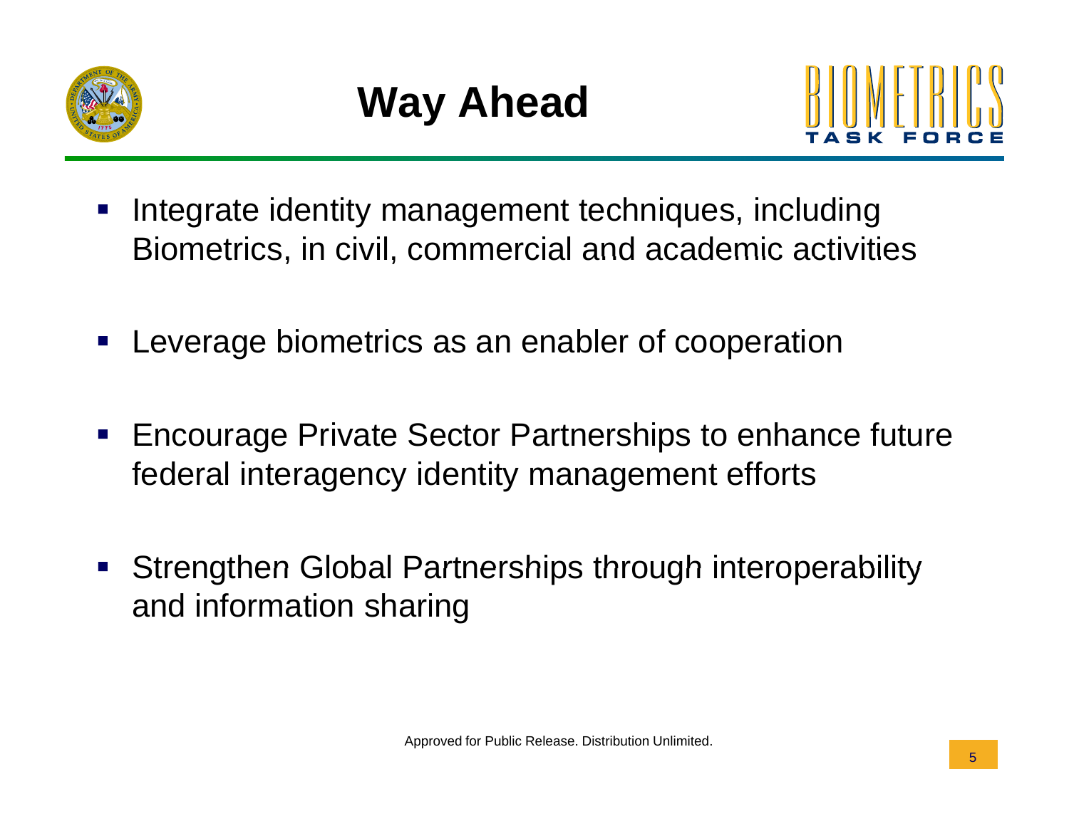# Way Ahead

- Integrate identity management techniques, including Biometrics, in civil, commercial and academic activities
- Leverage biometrics as an enabler of cooperation
- Encourage Private Sector Partnerships to enhance future federal interagency identity management efforts
- Strengthen Global Partnerships through interoperability and information sharing

Approved for Public Release. Distribution Unlimited.